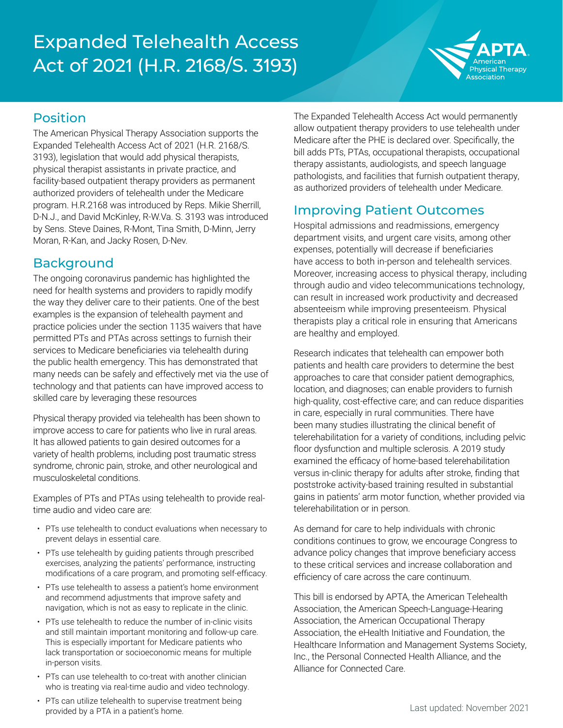# Expanded Telehealth Access Act of 2021 (H.R. 2168/S. 3193)

## Position

The American Physical Therapy Association supports the Expanded Telehealth Access Act of 2021 (H.R. 2168/S. 3193), legislation that would add physical therapists, physical therapist assistants in private practice, and facility-based outpatient therapy providers as permanent authorized providers of telehealth under the Medicare program. H.R.2168 was introduced by Reps. Mikie Sherrill, D-N.J., and David McKinley, R-W.Va. S. 3193 was introduced by Sens. Steve Daines, R-Mont, Tina Smith, D-Minn, Jerry Moran, R-Kan, and Jacky Rosen, D-Nev.

## Background

The ongoing coronavirus pandemic has highlighted the need for health systems and providers to rapidly modify the way they deliver care to their patients. One of the best examples is the expansion of telehealth payment and practice policies under the section 1135 waivers that have permitted PTs and PTAs across settings to furnish their services to Medicare beneficiaries via telehealth during the public health emergency. This has demonstrated that many needs can be safely and effectively met via the use of technology and that patients can have improved access to skilled care by leveraging these resources

Physical therapy provided via telehealth has been shown to improve access to care for patients who live in rural areas. It has allowed patients to gain desired outcomes for a variety of health problems, including post traumatic stress syndrome, chronic pain, stroke, and other neurological and musculoskeletal conditions.

Examples of PTs and PTAs using telehealth to provide real-time audio and video care are:

- PTs use telehealth to conduct evaluations when necessary to prevent delays in essential care.
- PTs use telehealth by guiding patients through prescribed exercises, analyzing the patients' performance, instructing modifications of a care program, and promoting self-efficacy.
- PTs use telehealth to assess a patient's home environment and recommend adjustments that improve safety and navigation, which is not as easy to replicate in the clinic.
- PTs use telehealth to reduce the number of in-clinic visits and still maintain important monitoring and follow-up care. This is especially important for Medicare patients who lack transportation or socioeconomic means for multiple in-person visits.
- PTs can use telehealth to co-treat with another clinician who is treating via real-time audio and video technology.
- PTs can utilize telehealth to supervise treatment being provided by a PTA in a patient's home.

The Expanded Telehealth Access Act would permanently allow outpatient therapy providers to use telehealth under Medicare after the PHE is declared over. Specifically, the bill adds PTs, PTAs, occupational therapists, occupational therapy assistants, audiologists, and speech language pathologists, and facilities that furnish outpatient therapy, as authorized providers of telehealth under Medicare.

## Improving Patient Outcomes

Hospital admissions and readmissions, emergency department visits, and urgent care visits, among other expenses, potentially will decrease if beneficiaries have access to both in-person and telehealth services. Moreover, increasing access to physical therapy, including through audio and video telecommunications technology, can result in increased work productivity and decreased absenteeism while improving presenteeism. Physical therapists play a critical role in ensuring that Americans are healthy and employed.

Research indicates that telehealth can empower both patients and health care providers to determine the best approaches to care that consider patient demographics, location, and diagnoses; can enable providers to furnish high-quality, cost-effective care; and can reduce disparities in care, especially in rural communities. There have been many studies illustrating the clinical benefit of telerehabilitation for a variety of conditions, including pelvic floor dysfunction and multiple sclerosis. A 2019 study examined the efficacy of home-based telerehabilitation versus in-clinic therapy for adults after stroke, finding that poststroke activity-based training resulted in substantial gains in patients' arm motor function, whether provided via telerehabilitation or in person.

As demand for care to help individuals with chronic conditions continues to grow, we encourage Congress to advance policy changes that improve beneficiary access to these critical services and increase collaboration and efficiency of care across the care continuum.

This bill is endorsed by APTA, the American Telehealth Association, the American Speech-Language-Hearing Association, the American Occupational Therapy Association, the eHealth Initiative and Foundation, the Healthcare Information and Management Systems Society, Inc., the Personal Connected Health Alliance, and the Alliance for Connected Care.

Last updated: November 2021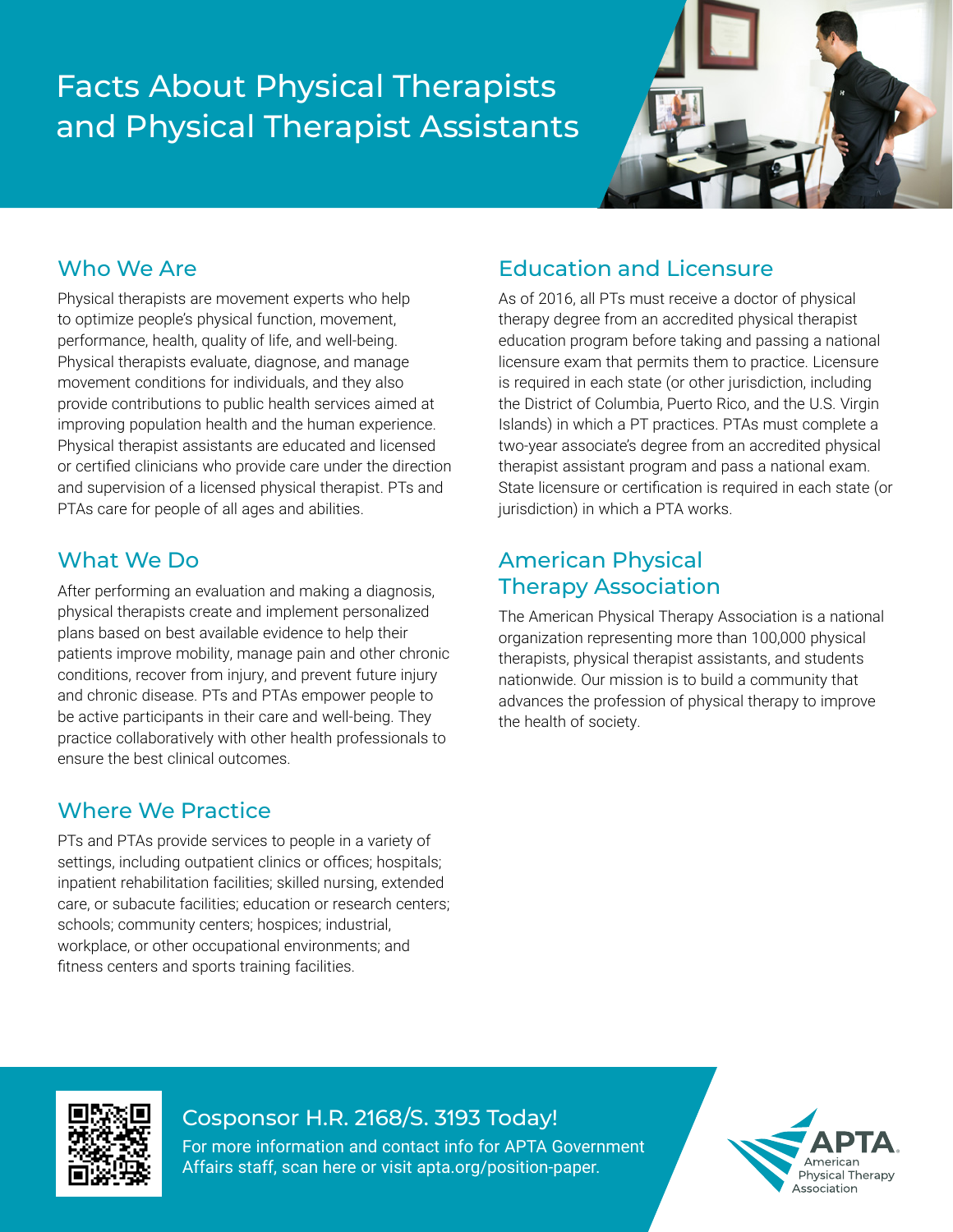# Facts About Physical Therapists and Physical Therapist Assistants

## Who We Are

Physical therapists are movement experts who help to optimize people's physical function, movement, performance, health, quality of life, and well-being. Physical therapists evaluate, diagnose, and manage movement conditions for individuals, and they also provide contributions to public health services aimed at improving population health and the human experience. Physical therapist assistants are educated and licensed or certified clinicians who provide care under the direction and supervision of a licensed physical therapist. PTs and PTAs care for people of all ages and abilities.

## What We Do

After performing an evaluation and making a diagnosis, physical therapists create and implement personalized plans based on best available evidence to help their patients improve mobility, manage pain and other chronic conditions, recover from injury, and prevent future injury and chronic disease. PTs and PTAs empower people to be active participants in their care and well-being. They practice collaboratively with other health professionals to ensure the best clinical outcomes.

## Where We Practice

PTs and PTAs provide services to people in a variety of settings, including outpatient clinics or offices; hospitals; inpatient rehabilitation facilities; skilled nursing, extended care, or subacute facilities; education or research centers; schools; community centers; hospices; industrial, workplace, or other occupational environments; and fitness centers and sports training facilities.

## Education and Licensure

As of 2016, all PTs must receive a doctor of physical therapy degree from an accredited physical therapist education program before taking and passing a national licensure exam that permits them to practice. Licensure is required in each state (or other jurisdiction, including the District of Columbia, Puerto Rico, and the U.S. Virgin Islands) in which a PT practices. PTAs must complete a two-year associate's degree from an accredited physical therapist assistant program and pass a national exam. State licensure or certification is required in each state (or jurisdiction) in which a PTA works.

## American Physical Therapy Association

The American Physical Therapy Association is a national organization representing more than 100,000 physical therapists, physical therapist assistants, and students nationwide. Our mission is to build a community that advances the profession of physical therapy to improve the health of society.

## Cosponsor H.R. 2168/S. 3193 Today!

For more information and contact info for APTA Government Affairs staff, scan here or visit apta.org/position-paper.

APTA American Physical Therapy Association